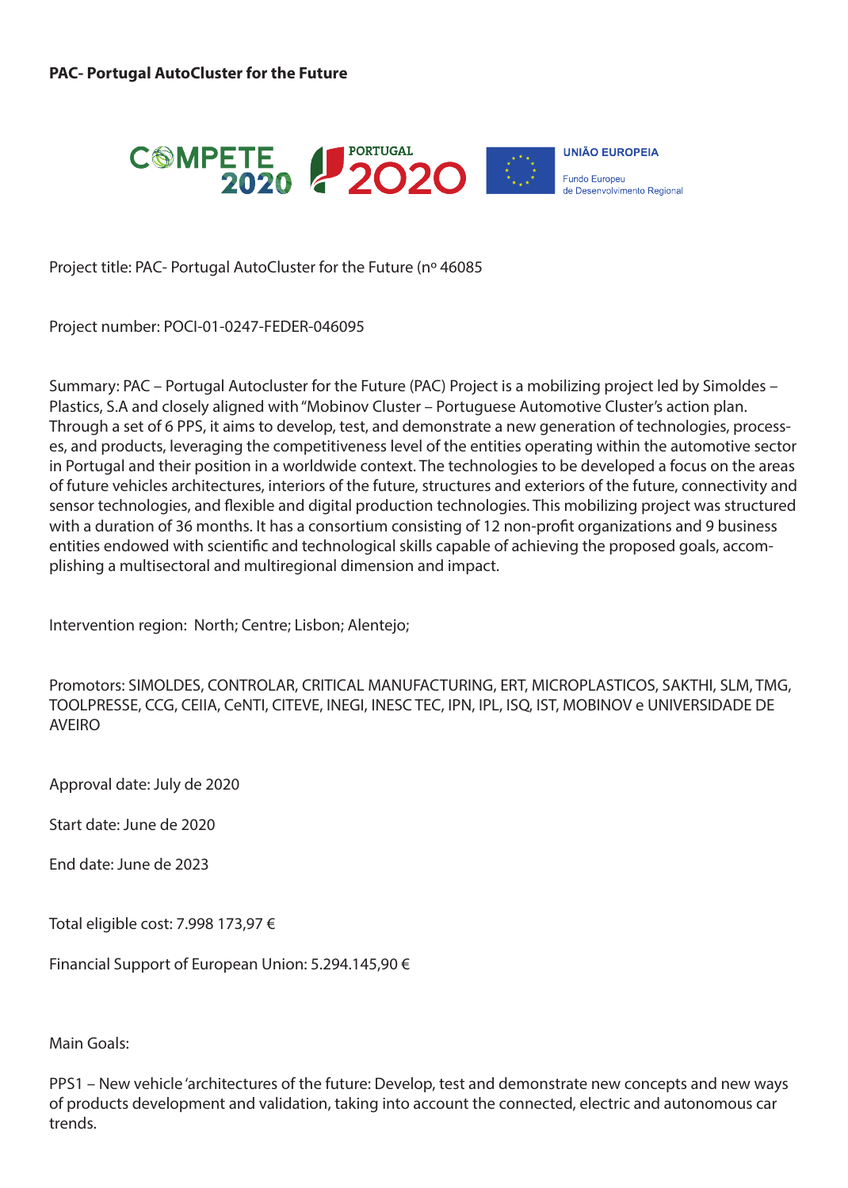**PAC- Portugal AutoCluster for the Future**

COMPETE 2020 | PORTUGAL 2020 | UNIÃO EUROPEIA Fundo Europeu de Desenvolvimento Regional

Project title: PAC- Portugal AutoCluster for the Future (nº 46085

Project number: POCI-01-0247-FEDER-046095

Summary: PAC – Portugal Autocluster for the Future (PAC) Project is a mobilizing project led by Simoldes – Plastics, S.A and closely aligned with "Mobinov Cluster – Portuguese Automotive Cluster's action plan. Through a set of 6 PPS, it aims to develop, test, and demonstrate a new generation of technologies, processes, and products, leveraging the competitiveness level of the entities operating within the automotive sector in Portugal and their position in a worldwide context. The technologies to be developed a focus on the areas of future vehicles architectures, interiors of the future, structures and exteriors of the future, connectivity and sensor technologies, and flexible and digital production technologies. This mobilizing project was structured with a duration of 36 months. It has a consortium consisting of 12 non-profit organizations and 9 business entities endowed with scientific and technological skills capable of achieving the proposed goals, accomplishing a multisectoral and multiregional dimension and impact.

Intervention region: North; Centre; Lisbon; Alentejo;

Promotors: SIMOLDES, CONTROLAR, CRITICAL MANUFACTURING, ERT, MICROPLASTICOS, SAKTHI, SLM, TMG, TOOLPRESSE, CCG, CEIIA, CeNTI, CITEVE, INEGI, INESC TEC, IPN, IPL, ISQ, IST, MOBINOV e UNIVERSIDADE DE AVEIRO

Approval date: July de 2020

Start date: June de 2020

End date: June de 2023

Total eligible cost: 7.998 173,97 €

Financial Support of European Union: 5.294.145,90 €

Main Goals:

PPS1 – New vehicle 'architectures of the future: Develop, test and demonstrate new concepts and new ways of products development and validation, taking into account the connected, electric and autonomous car trends.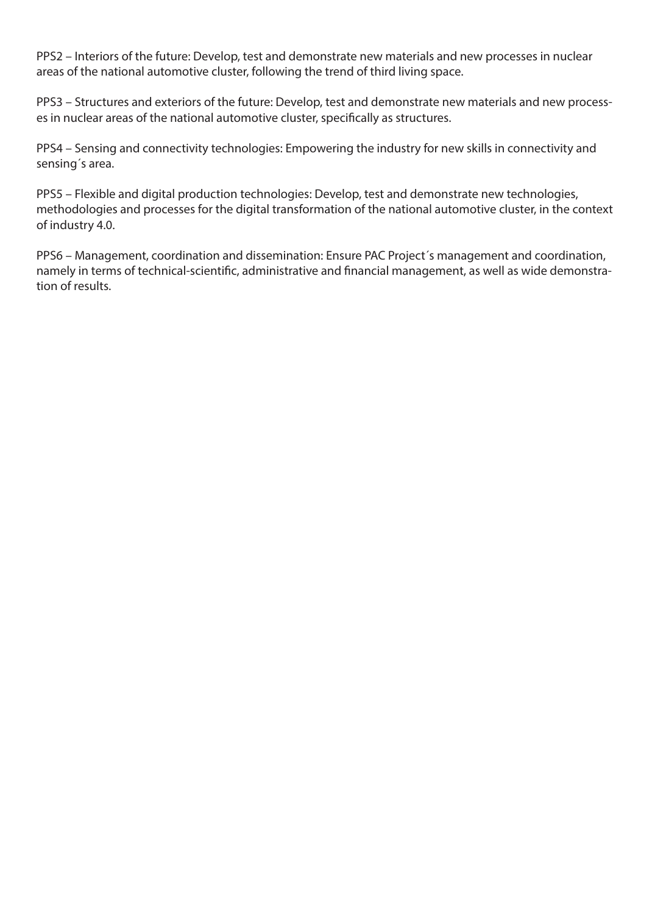PPS2 – Interiors of the future: Develop, test and demonstrate new materials and new processes in nuclear areas of the national automotive cluster, following the trend of third living space.

PPS3 – Structures and exteriors of the future: Develop, test and demonstrate new materials and new processes in nuclear areas of the national automotive cluster, specifically as structures.

PPS4 – Sensing and connectivity technologies: Empowering the industry for new skills in connectivity and sensing´s area.

PPS5 – Flexible and digital production technologies: Develop, test and demonstrate new technologies, methodologies and processes for the digital transformation of the national automotive cluster, in the context of industry 4.0.

PPS6 – Management, coordination and dissemination: Ensure PAC Project´s management and coordination, namely in terms of technical-scientific, administrative and financial management, as well as wide demonstration of results.